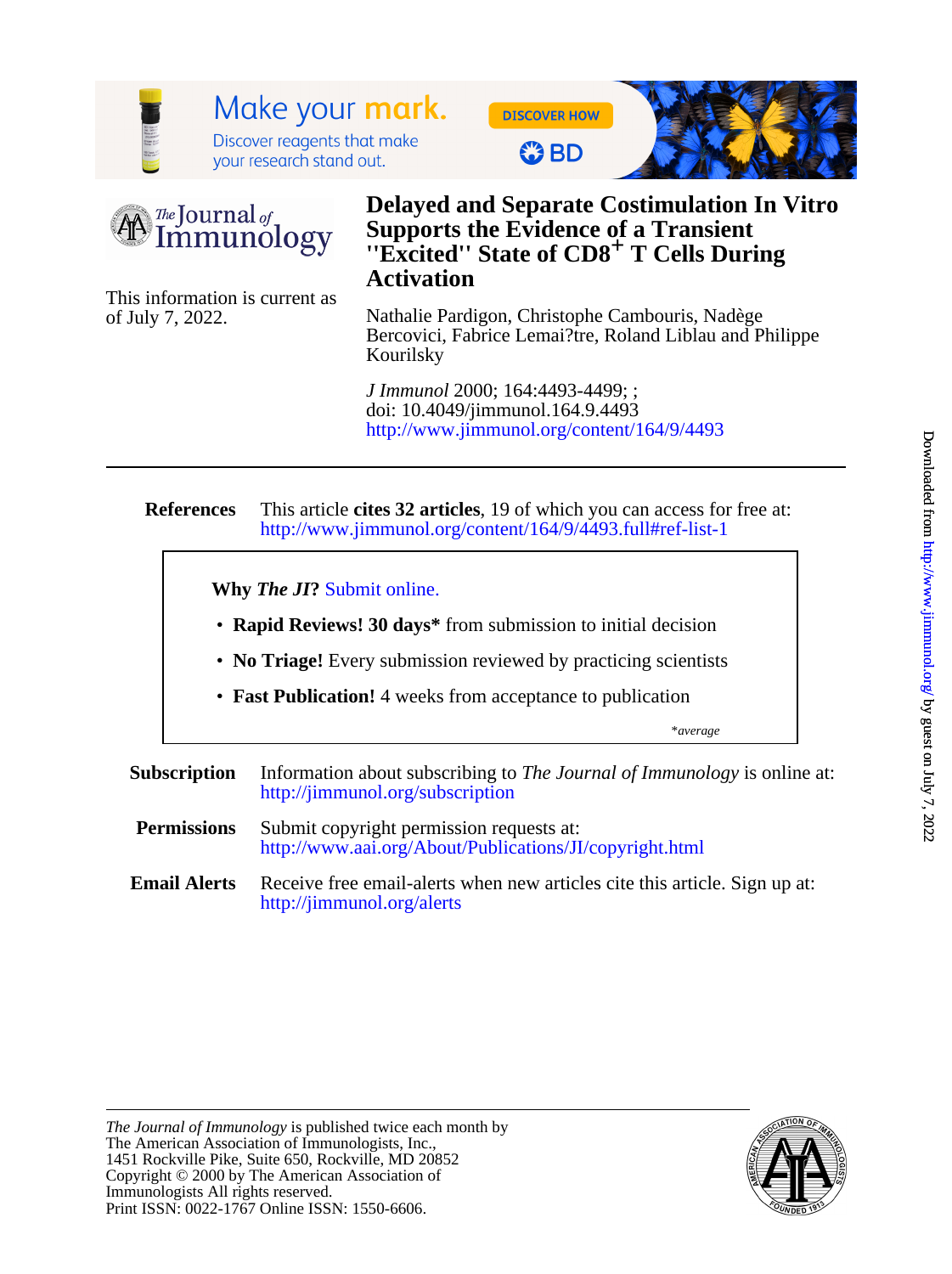# Delayed and Separate Costimulation In Vitro Supports the Evidence of a Transient "Excited" State of CD8+ T Cells During Activation

This information is current as of July 7, 2022.

Nathalie Pardigon, Christophe Cambouris, Nadège Bercovici, Fabrice Lemai?tre, Roland Liblau and Philippe Kourilsky

*J Immunol* 2000; 164:4493-4499; ;
doi: 10.4049/jimmunol.164.9.4493
http://www.jimmunol.org/content/164/9/4493

**References** This article **cites 32 articles**, 19 of which you can access for free at:
http://www.jimmunol.org/content/164/9/4493.full#ref-list-1

**Why *The JI*?** Submit online.

- **Rapid Reviews! 30 days*** from submission to initial decision
- **No Triage!** Every submission reviewed by practicing scientists
- **Fast Publication!** 4 weeks from acceptance to publication

*\*average*

**Subscription** Information about subscribing to *The Journal of Immunology* is online at:
http://jimmunol.org/subscription

**Permissions** Submit copyright permission requests at:
http://www.aai.org/About/Publications/JI/copyright.html

**Email Alerts** Receive free email-alerts when new articles cite this article. Sign up at:
http://jimmunol.org/alerts

*The Journal of Immunology* is published twice each month by
The American Association of Immunologists, Inc.,
1451 Rockville Pike, Suite 650, Rockville, MD 20852
Copyright © 2000 by The American Association of Immunologists All rights reserved.
Print ISSN: 0022-1767 Online ISSN: 1550-6606.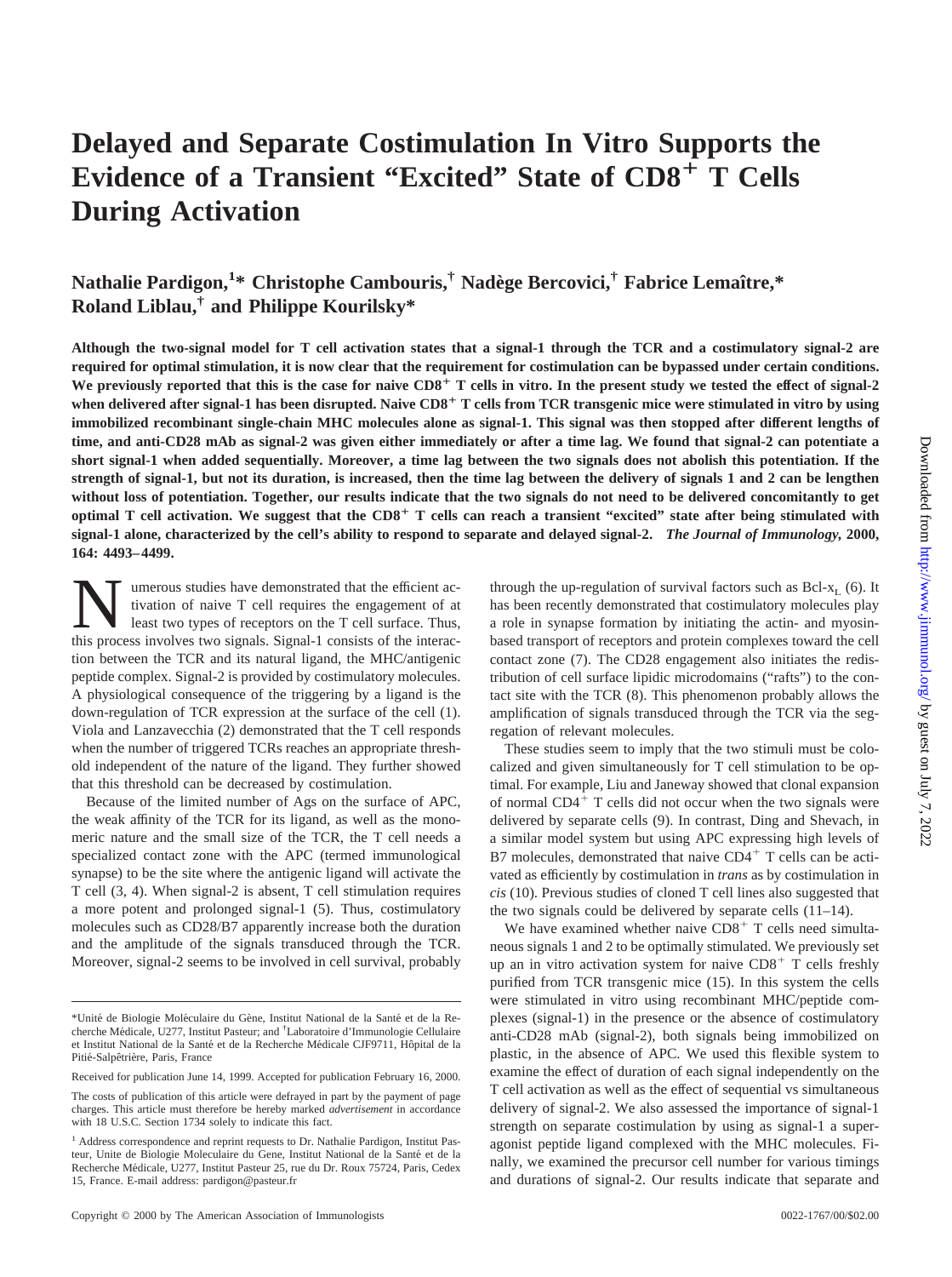# Delayed and Separate Costimulation In Vitro Supports the Evidence of a Transient "Excited" State of $CD8^+$ T Cells During Activation

**Nathalie Pardigon,[1]* Christophe Cambouris,[†] Nadège Bercovici,[†] Fabrice Lemaître,* Roland Liblau,[†] and Philippe Kourilsky***

**Although the two-signal model for T cell activation states that a signal-1 through the TCR and a costimulatory signal-2 are required for optimal stimulation, it is now clear that the requirement for costimulation can be bypassed under certain conditions. We previously reported that this is the case for naive $CD8^+$ T cells in vitro. In the present study we tested the effect of signal-2 when delivered after signal-1 has been disrupted. Naive $CD8^+$ T cells from TCR transgenic mice were stimulated in vitro by using immobilized recombinant single-chain MHC molecules alone as signal-1. This signal was then stopped after different lengths of time, and anti-CD28 mAb as signal-2 was given either immediately or after a time lag. We found that signal-2 can potentiate a short signal-1 when added sequentially. Moreover, a time lag between the two signals does not abolish this potentiation. If the strength of signal-1, but not its duration, is increased, then the time lag between the delivery of signals 1 and 2 can be lengthen without loss of potentiation. Together, our results indicate that the two signals do not need to be delivered concomitantly to get optimal T cell activation. We suggest that the $CD8^+$ T cells can reach a transient "excited" state after being stimulated with signal-1 alone, characterized by the cell's ability to respond to separate and delayed signal-2.** ***The Journal of Immunology,*** **2000, 164: 4493–4499.**

Numerous studies have demonstrated that the efficient activation of naive T cell requires the engagement of at least two types of receptors on the T cell surface. Thus, this process involves two signals. Signal-1 consists of the interaction between the TCR and its natural ligand, the MHC/antigenic peptide complex. Signal-2 is provided by costimulatory molecules. A physiological consequence of the triggering by a ligand is the down-regulation of TCR expression at the surface of the cell (1). Viola and Lanzavecchia (2) demonstrated that the T cell responds when the number of triggered TCRs reaches an appropriate threshold independent of the nature of the ligand. They further showed that this threshold can be decreased by costimulation.

Because of the limited number of Ags on the surface of APC, the weak affinity of the TCR for its ligand, as well as the monomeric nature and the small size of the TCR, the T cell needs a specialized contact zone with the APC (termed immunological synapse) to be the site where the antigenic ligand will activate the T cell (3, 4). When signal-2 is absent, T cell stimulation requires a more potent and prolonged signal-1 (5). Thus, costimulatory molecules such as CD28/B7 apparently increase both the duration and the amplitude of the signals transduced through the TCR. Moreover, signal-2 seems to be involved in cell survival, probably through the up-regulation of survival factors such as Bcl-$x_L$ (6). It has been recently demonstrated that costimulatory molecules play a role in synapse formation by initiating the actin- and myosin-based transport of receptors and protein complexes toward the cell contact zone (7). The CD28 engagement also initiates the redistribution of cell surface lipidic microdomains ("rafts") to the contact site with the TCR (8). This phenomenon probably allows the amplification of signals transduced through the TCR via the segregation of relevant molecules.

These studies seem to imply that the two stimuli must be colocalized and given simultaneously for T cell stimulation to be optimal. For example, Liu and Janeway showed that clonal expansion of normal $CD4^+$ T cells did not occur when the two signals were delivered by separate cells (9). In contrast, Ding and Shevach, in a similar model system but using APC expressing high levels of B7 molecules, demonstrated that naive $CD4^+$ T cells can be activated as efficiently by costimulation in *trans* as by costimulation in *cis* (10). Previous studies of cloned T cell lines also suggested that the two signals could be delivered by separate cells (11–14).

We have examined whether naive $CD8^+$ T cells need simultaneous signals 1 and 2 to be optimally stimulated. We previously set up an in vitro activation system for naive $CD8^+$ T cells freshly purified from TCR transgenic mice (15). In this system the cells were stimulated in vitro using recombinant MHC/peptide complexes (signal-1) in the presence or the absence of costimulatory anti-CD28 mAb (signal-2), both signals being immobilized on plastic, in the absence of APC. We used this flexible system to examine the effect of duration of each signal independently on the T cell activation as well as the effect of sequential vs simultaneous delivery of signal-2. We also assessed the importance of signal-1 strength on separate costimulation by using as signal-1 a superagonist peptide ligand complexed with the MHC molecules. Finally, we examined the precursor cell number for various timings and durations of signal-2. Our results indicate that separate and

---

*Unité de Biologie Moléculaire du Gène, Institut National de la Santé et de la Recherche Médicale, U277, Institut Pasteur; and [†]Laboratoire d'Immunologie Cellulaire et Institut National de la Santé et de la Recherche Médicale CJF9711, Hôpital de la Pitié-Salpêtrière, Paris, France

Received for publication June 14, 1999. Accepted for publication February 16, 2000.

The costs of publication of this article were defrayed in part by the payment of page charges. This article must therefore be hereby marked *advertisement* in accordance with 18 U.S.C. Section 1734 solely to indicate this fact.

[1] Address correspondence and reprint requests to Dr. Nathalie Pardigon, Institut Pasteur, Unite de Biologie Moleculaire du Gene, Institut National de la Santé et de la Recherche Médicale, U277, Institut Pasteur 25, rue du Dr. Roux 75724, Paris, Cedex 15, France. E-mail address: pardigon@pasteur.fr

Copyright © 2000 by The American Association of Immunologists 0022-1767/00/$02.00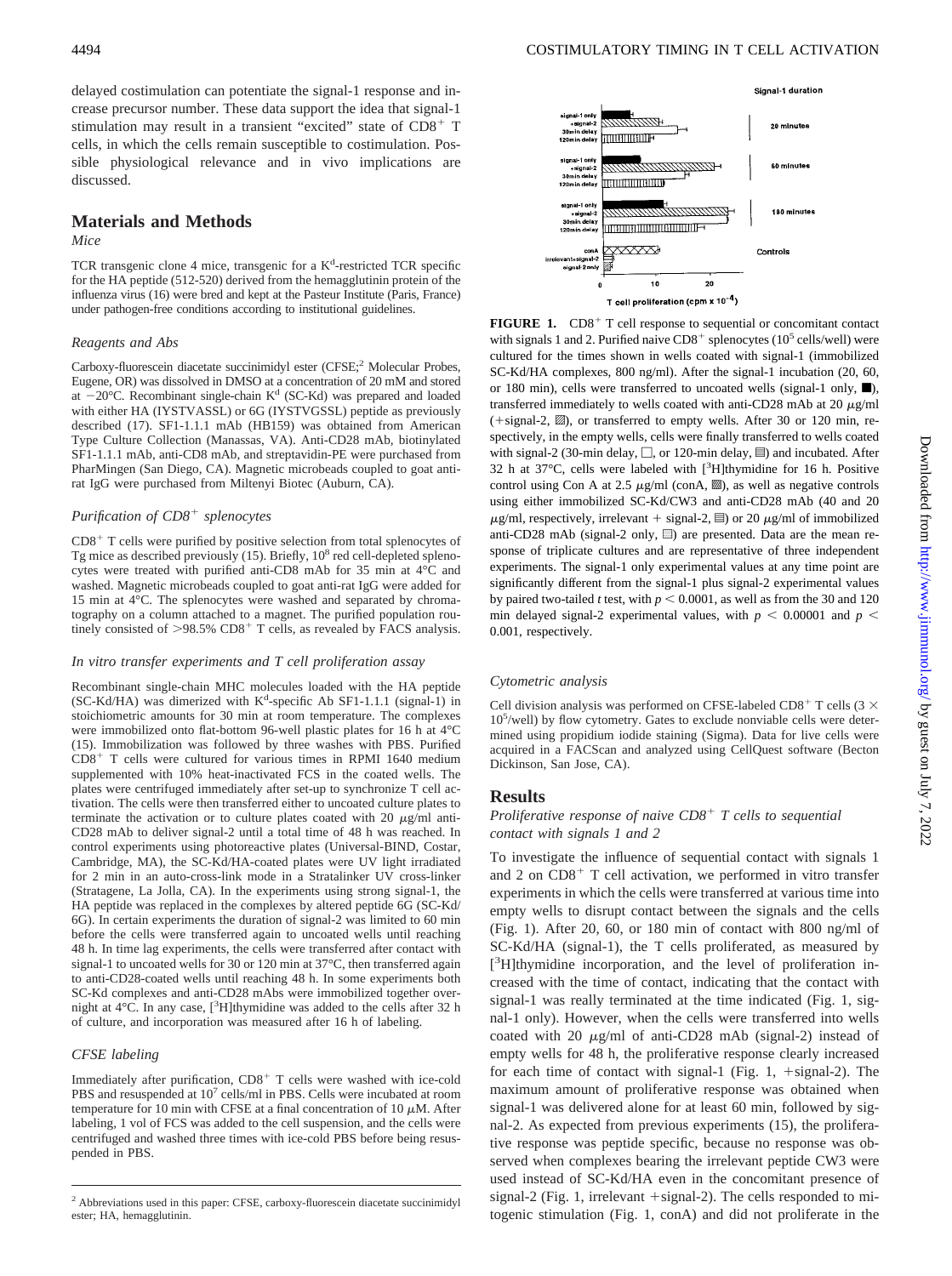delayed costimulation can potentiate the signal-1 response and increase precursor number. These data support the idea that signal-1 stimulation may result in a transient "excited" state of $CD8^+$ T cells, in which the cells remain susceptible to costimulation. Possible physiological relevance and in vivo implications are discussed.

## Materials and Methods

### *Mice*

TCR transgenic clone 4 mice, transgenic for a $K^d$-restricted TCR specific for the HA peptide (512-520) derived from the hemagglutinin protein of the influenza virus (16) were bred and kept at the Pasteur Institute (Paris, France) under pathogen-free conditions according to institutional guidelines.

### *Reagents and Abs*

Carboxy-fluorescein diacetate succinimidyl ester (CFSE;[2] Molecular Probes, Eugene, OR) was dissolved in DMSO at a concentration of 20 mM and stored at −20°C. Recombinant single-chain $K^d$ (SC-Kd) was prepared and loaded with either HA (IYSTVASSL) or 6G (IYSTVGSSL) peptide as previously described (17). SF1-1.1.1 mAb (HB159) was obtained from American Type Culture Collection (Manassas, VA). Anti-CD28 mAb, biotinylated SF1-1.1.1 mAb, anti-CD8 mAb, and streptavidin-PE were purchased from PharMingen (San Diego, CA). Magnetic microbeads coupled to goat anti-rat IgG were purchased from Miltenyi Biotec (Auburn, CA).

### *Purification of $CD8^+$ splenocytes*

$CD8^+$ T cells were purified by positive selection from total splenocytes of Tg mice as described previously (15). Briefly, $10^8$ red cell-depleted splenocytes were treated with purified anti-CD8 mAb for 35 min at 4°C and washed. Magnetic microbeads coupled to goat anti-rat IgG were added for 15 min at 4°C. The splenocytes were washed and separated by chromatography on a column attached to a magnet. The purified population routinely consisted of >98.5% $CD8^+$ T cells, as revealed by FACS analysis.

### *In vitro transfer experiments and T cell proliferation assay*

Recombinant single-chain MHC molecules loaded with the HA peptide (SC-Kd/HA) was dimerized with $K^d$-specific Ab SF1-1.1.1 (signal-1) in stoichiometric amounts for 30 min at room temperature. The complexes were immobilized onto flat-bottom 96-well plastic plates for 16 h at 4°C (15). Immobilization was followed by three washes with PBS. Purified $CD8^+$ T cells were cultured for various times in RPMI 1640 medium supplemented with 10% heat-inactivated FCS in the coated wells. The plates were centrifuged immediately after set-up to synchronize T cell activation. The cells were then transferred either to uncoated culture plates to terminate the activation or to culture plates coated with 20 μg/ml anti-CD28 mAb to deliver signal-2 until a total time of 48 h was reached. In control experiments using photoreactive plates (Universal-BIND, Costar, Cambridge, MA), the SC-Kd/HA-coated plates were UV light irradiated for 2 min in an auto-cross-link mode in a Stratalinker UV cross-linker (Stratagene, La Jolla, CA). In the experiments using strong signal-1, the HA peptide was replaced in the complexes by altered peptide 6G (SC-Kd/6G). In certain experiments the duration of signal-2 was limited to 60 min before the cells were transferred again to uncoated wells until reaching 48 h. In time lag experiments, the cells were transferred after contact with signal-1 to uncoated wells for 30 or 120 min at 37°C, then transferred again to anti-CD28-coated wells until reaching 48 h. In some experiments both SC-Kd complexes and anti-CD28 mAbs were immobilized together overnight at 4°C. In any case, $[^3H]$thymidine was added to the cells after 32 h of culture, and incorporation was measured after 16 h of labeling.

### *CFSE labeling*

Immediately after purification, $CD8^+$ T cells were washed with ice-cold PBS and resuspended at $10^7$ cells/ml in PBS. Cells were incubated at room temperature for 10 min with CFSE at a final concentration of 10 μM. After labeling, 1 vol of FCS was added to the cell suspension, and the cells were centrifuged and washed three times with ice-cold PBS before being resuspended in PBS.

[2] Abbreviations used in this paper: CFSE, carboxy-fluorescein diacetate succinimidyl ester; HA, hemagglutinin.

**FIGURE 1.** $CD8^+$ T cell response to sequential or concomitant contact with signals 1 and 2. Purified naive $CD8^+$ splenocytes ($10^5$ cells/well) were cultured for the times shown in wells coated with signal-1 (immobilized SC-Kd/HA complexes, 800 ng/ml). After the signal-1 incubation (20, 60, or 180 min), cells were transferred to uncoated wells (signal-1 only, ■), transferred immediately to wells coated with anti-CD28 mAb at 20 μg/ml (+signal-2, ▨), or transferred to empty wells. After 30 or 120 min, respectively, in the empty wells, cells were finally transferred to wells coated with signal-2 (30-min delay, □, or 120-min delay, ▤) and incubated. After 32 h at 37°C, cells were labeled with $[^3H]$thymidine for 16 h. Positive control using Con A at 2.5 μg/ml (conA, ▩), as well as negative controls using either immobilized SC-Kd/CW3 and anti-CD28 mAb (40 and 20 μg/ml, respectively, irrelevant + signal-2, ▤) or 20 μg/ml of immobilized anti-CD28 mAb (signal-2 only, ▥) are presented. Data are the mean response of triplicate cultures and are representative of three independent experiments. The signal-1 only experimental values at any time point are significantly different from the signal-1 plus signal-2 experimental values by paired two-tailed *t* test, with $p < 0.0001$, as well as from the 30 and 120 min delayed signal-2 experimental values, with $p < 0.00001$ and $p < 0.001$, respectively.

### *Cytometric analysis*

Cell division analysis was performed on CFSE-labeled $CD8^+$ T cells ($3 \times 10^5$/well) by flow cytometry. Gates to exclude nonviable cells were determined using propidium iodide staining (Sigma). Data for live cells were acquired in a FACScan and analyzed using CellQuest software (Becton Dickinson, San Jose, CA).

## Results

### *Proliferative response of naive $CD8^+$ T cells to sequential contact with signals 1 and 2*

To investigate the influence of sequential contact with signals 1 and 2 on $CD8^+$ T cell activation, we performed in vitro transfer experiments in which the cells were transferred at various time into empty wells to disrupt contact between the signals and the cells (Fig. 1). After 20, 60, or 180 min of contact with 800 ng/ml of SC-Kd/HA (signal-1), the T cells proliferated, as measured by $[^3H]$thymidine incorporation, and the level of proliferation increased with the time of contact, indicating that the contact with signal-1 was really terminated at the time indicated (Fig. 1, signal-1 only). However, when the cells were transferred into wells coated with 20 μg/ml of anti-CD28 mAb (signal-2) instead of empty wells for 48 h, the proliferative response clearly increased for each time of contact with signal-1 (Fig. 1, +signal-2). The maximum amount of proliferative response was obtained when signal-1 was delivered alone for at least 60 min, followed by signal-2. As expected from previous experiments (15), the proliferative response was peptide specific, because no response was observed when complexes bearing the irrelevant peptide CW3 were used instead of SC-Kd/HA even in the concomitant presence of signal-2 (Fig. 1, irrelevant +signal-2). The cells responded to mitogenic stimulation (Fig. 1, conA) and did not proliferate in the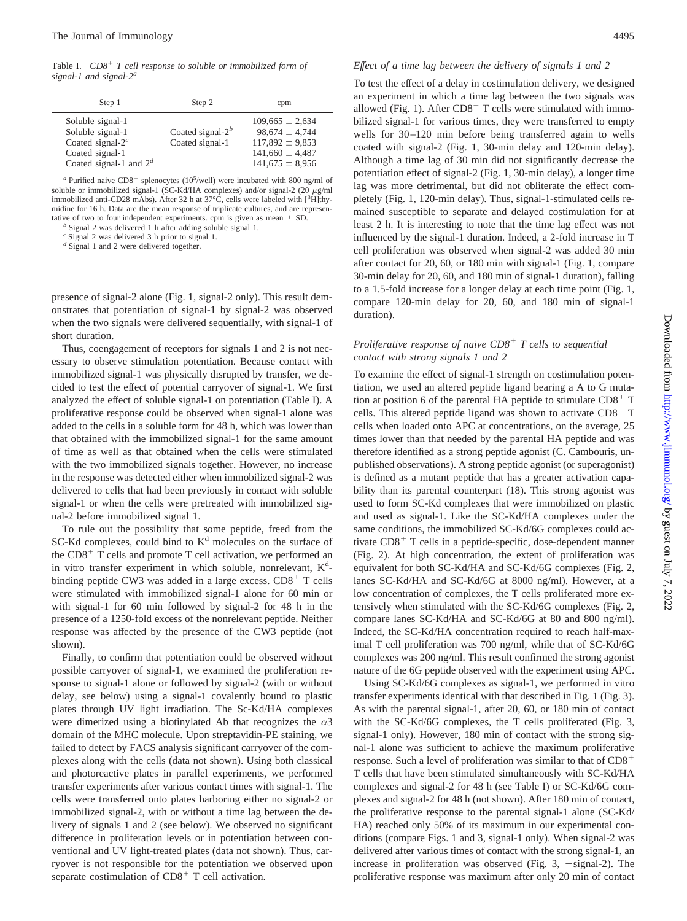Table I. *CD8⁺ T cell response to soluble or immobilized form of signal-1 and signal-2*[a]

| Step 1 | Step 2 | cpm |
|---|---|---|
| Soluble signal-1 | | 109,665 ± 2,634 |
| Soluble signal-1 | Coated signal-2[b] | 98,674 ± 4,744 |
| Coated signal-2[c] | Coated signal-1 | 117,892 ± 9,853 |
| Coated signal-1 | | 141,660 ± 4,487 |
| Coated signal-1 and 2[d] | | 141,675 ± 8,956 |

[a] Purified naive $CD8^+$ splenocytes ($10^5$/well) were incubated with 800 ng/ml of soluble or immobilized signal-1 (SC-Kd/HA complexes) and/or signal-2 (20 μg/ml immobilized anti-CD28 mAbs). After 32 h at 37°C, cells were labeled with [$^3$H]thymidine for 16 h. Data are the mean response of triplicate cultures, and are representative of two to four independent experiments. cpm is given as mean ± SD.

[b] Signal 2 was delivered 1 h after adding soluble signal 1.

[c] Signal 2 was delivered 3 h prior to signal 1.

[d] Signal 1 and 2 were delivered together.

presence of signal-2 alone (Fig. 1, signal-2 only). This result demonstrates that potentiation of signal-1 by signal-2 was observed when the two signals were delivered sequentially, with signal-1 of short duration.

Thus, coengagement of receptors for signals 1 and 2 is not necessary to observe stimulation potentiation. Because contact with immobilized signal-1 was physically disrupted by transfer, we decided to test the effect of potential carryover of signal-1. We first analyzed the effect of soluble signal-1 on potentiation (Table I). A proliferative response could be observed when signal-1 alone was added to the cells in a soluble form for 48 h, which was lower than that obtained with the immobilized signal-1 for the same amount of time as well as that obtained when the cells were stimulated with the two immobilized signals together. However, no increase in the response was detected either when immobilized signal-2 was delivered to cells that had been previously in contact with soluble signal-1 or when the cells were pretreated with immobilized signal-2 before immobilized signal 1.

To rule out the possibility that some peptide, freed from the SC-Kd complexes, could bind to $K^d$ molecules on the surface of the $CD8^+$ T cells and promote T cell activation, we performed an in vitro transfer experiment in which soluble, nonrelevant, $K^d$-binding peptide CW3 was added in a large excess. $CD8^+$ T cells were stimulated with immobilized signal-1 alone for 60 min or with signal-1 for 60 min followed by signal-2 for 48 h in the presence of a 1250-fold excess of the nonrelevant peptide. Neither response was affected by the presence of the CW3 peptide (not shown).

Finally, to confirm that potentiation could be observed without possible carryover of signal-1, we examined the proliferation response to signal-1 alone or followed by signal-2 (with or without delay, see below) using a signal-1 covalently bound to plastic plates through UV light irradiation. The Sc-Kd/HA complexes were dimerized using a biotinylated Ab that recognizes the α3 domain of the MHC molecule. Upon streptavidin-PE staining, we failed to detect by FACS analysis significant carryover of the complexes along with the cells (data not shown). Using both classical and photoreactive plates in parallel experiments, we performed transfer experiments after various contact times with signal-1. The cells were transferred onto plates harboring either no signal-2 or immobilized signal-2, with or without a time lag between the delivery of signals 1 and 2 (see below). We observed no significant difference in proliferation levels or in potentiation between conventional and UV light-treated plates (data not shown). Thus, carryover is not responsible for the potentiation we observed upon separate costimulation of $CD8^+$ T cell activation.

### *Effect of a time lag between the delivery of signals 1 and 2*

To test the effect of a delay in costimulation delivery, we designed an experiment in which a time lag between the two signals was allowed (Fig. 1). After $CD8^+$ T cells were stimulated with immobilized signal-1 for various times, they were transferred to empty wells for 30–120 min before being transferred again to wells coated with signal-2 (Fig. 1, 30-min delay and 120-min delay). Although a time lag of 30 min did not significantly decrease the potentiation effect of signal-2 (Fig. 1, 30-min delay), a longer time lag was more detrimental, but did not obliterate the effect completely (Fig. 1, 120-min delay). Thus, signal-1-stimulated cells remained susceptible to separate and delayed costimulation for at least 2 h. It is interesting to note that the time lag effect was not influenced by the signal-1 duration. Indeed, a 2-fold increase in T cell proliferation was observed when signal-2 was added 30 min after contact for 20, 60, or 180 min with signal-1 (Fig. 1, compare 30-min delay for 20, 60, and 180 min of signal-1 duration), falling to a 1.5-fold increase for a longer delay at each time point (Fig. 1, compare 120-min delay for 20, 60, and 180 min of signal-1 duration).

### *Proliferative response of naive $CD8^+$ T cells to sequential contact with strong signals 1 and 2*

To examine the effect of signal-1 strength on costimulation potentiation, we used an altered peptide ligand bearing a A to G mutation at position 6 of the parental HA peptide to stimulate $CD8^+$ T cells. This altered peptide ligand was shown to activate $CD8^+$ T cells when loaded onto APC at concentrations, on the average, 25 times lower than that needed by the parental HA peptide and was therefore identified as a strong peptide agonist (C. Cambouris, unpublished observations). A strong peptide agonist (or superagonist) is defined as a mutant peptide that has a greater activation capability than its parental counterpart (18). This strong agonist was used to form SC-Kd complexes that were immobilized on plastic and used as signal-1. Like the SC-Kd/HA complexes under the same conditions, the immobilized SC-Kd/6G complexes could activate $CD8^+$ T cells in a peptide-specific, dose-dependent manner (Fig. 2). At high concentration, the extent of proliferation was equivalent for both SC-Kd/HA and SC-Kd/6G complexes (Fig. 2, lanes SC-Kd/HA and SC-Kd/6G at 8000 ng/ml). However, at a low concentration of complexes, the T cells proliferated more extensively when stimulated with the SC-Kd/6G complexes (Fig. 2, compare lanes SC-Kd/HA and SC-Kd/6G at 80 and 800 ng/ml). Indeed, the SC-Kd/HA concentration required to reach half-maximal T cell proliferation was 700 ng/ml, while that of SC-Kd/6G complexes was 200 ng/ml. This result confirmed the strong agonist nature of the 6G peptide observed with the experiment using APC.

Using SC-Kd/6G complexes as signal-1, we performed in vitro transfer experiments identical with that described in Fig. 1 (Fig. 3). As with the parental signal-1, after 20, 60, or 180 min of contact with the SC-Kd/6G complexes, the T cells proliferated (Fig. 3, signal-1 only). However, 180 min of contact with the strong signal-1 alone was sufficient to achieve the maximum proliferative response. Such a level of proliferation was similar to that of $CD8^+$ T cells that have been stimulated simultaneously with SC-Kd/HA complexes and signal-2 for 48 h (see Table I) or SC-Kd/6G complexes and signal-2 for 48 h (not shown). After 180 min of contact, the proliferative response to the parental signal-1 alone (SC-Kd/HA) reached only 50% of its maximum in our experimental conditions (compare Figs. 1 and 3, signal-1 only). When signal-2 was delivered after various times of contact with the strong signal-1, an increase in proliferation was observed (Fig. 3, +signal-2). The proliferative response was maximum after only 20 min of contact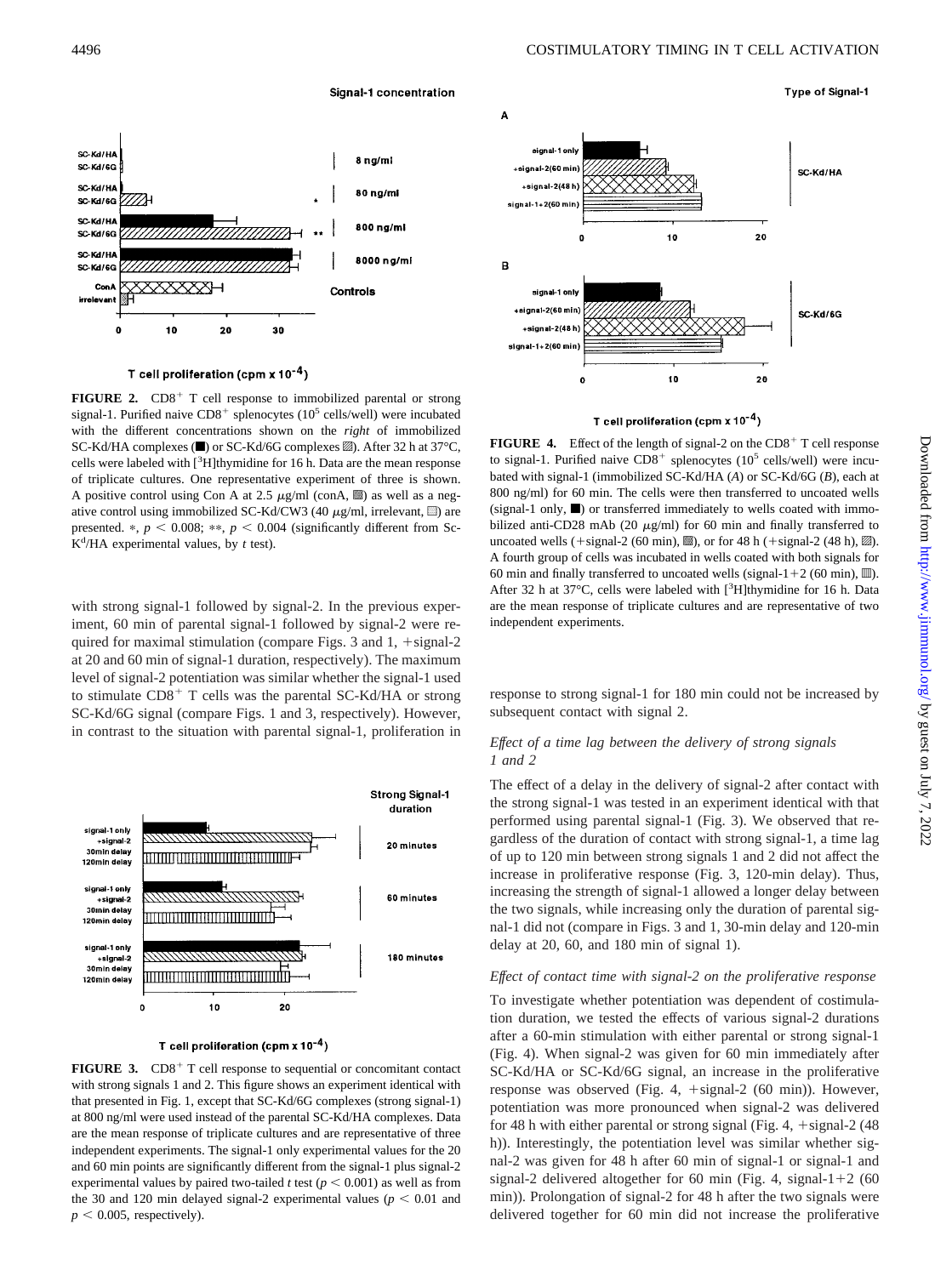**FIGURE 2.** $CD8^+$ T cell response to immobilized parental or strong signal-1. Purified naive $CD8^+$ splenocytes ($10^5$ cells/well) were incubated with the different concentrations shown on the *right* of immobilized SC-Kd/HA complexes (■) or SC-Kd/6G complexes ▨). After 32 h at 37°C, cells were labeled with [$^3$H]thymidine for 16 h. Data are the mean response of triplicate cultures. One representative experiment of three is shown. A positive control using Con A at 2.5 μg/ml (conA, ▩) as well as a negative control using immobilized SC-Kd/CW3 (40 μg/ml, irrelevant, ▤) are presented. *, $p < 0.008$; **, $p < 0.004$ (significantly different from Sc-$K^d$/HA experimental values, by *t* test).

with strong signal-1 followed by signal-2. In the previous experiment, 60 min of parental signal-1 followed by signal-2 were required for maximal stimulation (compare Figs. 3 and 1, +signal-2 at 20 and 60 min of signal-1 duration, respectively). The maximum level of signal-2 potentiation was similar whether the signal-1 used to stimulate $CD8^+$ T cells was the parental SC-Kd/HA or strong SC-Kd/6G signal (compare Figs. 1 and 3, respectively). However, in contrast to the situation with parental signal-1, proliferation in response to strong signal-1 for 180 min could not be increased by subsequent contact with signal 2.

**FIGURE 3.** $CD8^+$ T cell response to sequential or concomitant contact with strong signals 1 and 2. This figure shows an experiment identical with that presented in Fig. 1, except that SC-Kd/6G complexes (strong signal-1) at 800 ng/ml were used instead of the parental SC-Kd/HA complexes. Data are the mean response of triplicate cultures and are representative of three independent experiments. The signal-1 only experimental values for the 20 and 60 min points are significantly different from the signal-1 plus signal-2 experimental values by paired two-tailed *t* test ($p < 0.001$) as well as from the 30 and 120 min delayed signal-2 experimental values ($p < 0.01$ and $p < 0.005$, respectively).

**FIGURE 4.** Effect of the length of signal-2 on the $CD8^+$ T cell response to signal-1. Purified naive $CD8^+$ splenocytes ($10^5$ cells/well) were incubated with signal-1 (immobilized SC-Kd/HA (*A*) or SC-Kd/6G (*B*), each at 800 ng/ml) for 60 min. The cells were then transferred to uncoated wells (signal-1 only, ■) or transferred immediately to wells coated with immobilized anti-CD28 mAb (20 μg/ml) for 60 min and finally transferred to uncoated wells (+signal-2 (60 min), ▩), or for 48 h (+signal-2 (48 h), ▨). A fourth group of cells was incubated in wells coated with both signals for 60 min and finally transferred to uncoated wells (signal-1+2 (60 min), ▥). After 32 h at 37°C, cells were labeled with [$^3$H]thymidine for 16 h. Data are the mean response of triplicate cultures and are representative of two independent experiments.

### *Effect of a time lag between the delivery of strong signals 1 and 2*

The effect of a delay in the delivery of signal-2 after contact with the strong signal-1 was tested in an experiment identical with that performed using parental signal-1 (Fig. 3). We observed that regardless of the duration of contact with strong signal-1, a time lag of up to 120 min between strong signals 1 and 2 did not affect the increase in proliferative response (Fig. 3, 120-min delay). Thus, increasing the strength of signal-1 allowed a longer delay between the two signals, while increasing only the duration of parental signal-1 did not (compare in Figs. 3 and 1, 30-min delay and 120-min delay at 20, 60, and 180 min of signal 1).

### *Effect of contact time with signal-2 on the proliferative response*

To investigate whether potentiation was dependent of costimulation duration, we tested the effects of various signal-2 durations after a 60-min stimulation with either parental or strong signal-1 (Fig. 4). When signal-2 was given for 60 min immediately after SC-Kd/HA or SC-Kd/6G signal, an increase in the proliferative response was observed (Fig. 4, +signal-2 (60 min)). However, potentiation was more pronounced when signal-2 was delivered for 48 h with either parental or strong signal (Fig. 4, +signal-2 (48 h)). Interestingly, the potentiation level was similar whether signal-2 was given for 48 h after 60 min of signal-1 or signal-1 and signal-2 delivered altogether for 60 min (Fig. 4, signal-1+2 (60 min)). Prolongation of signal-2 for 48 h after the two signals were delivered together for 60 min did not increase the proliferative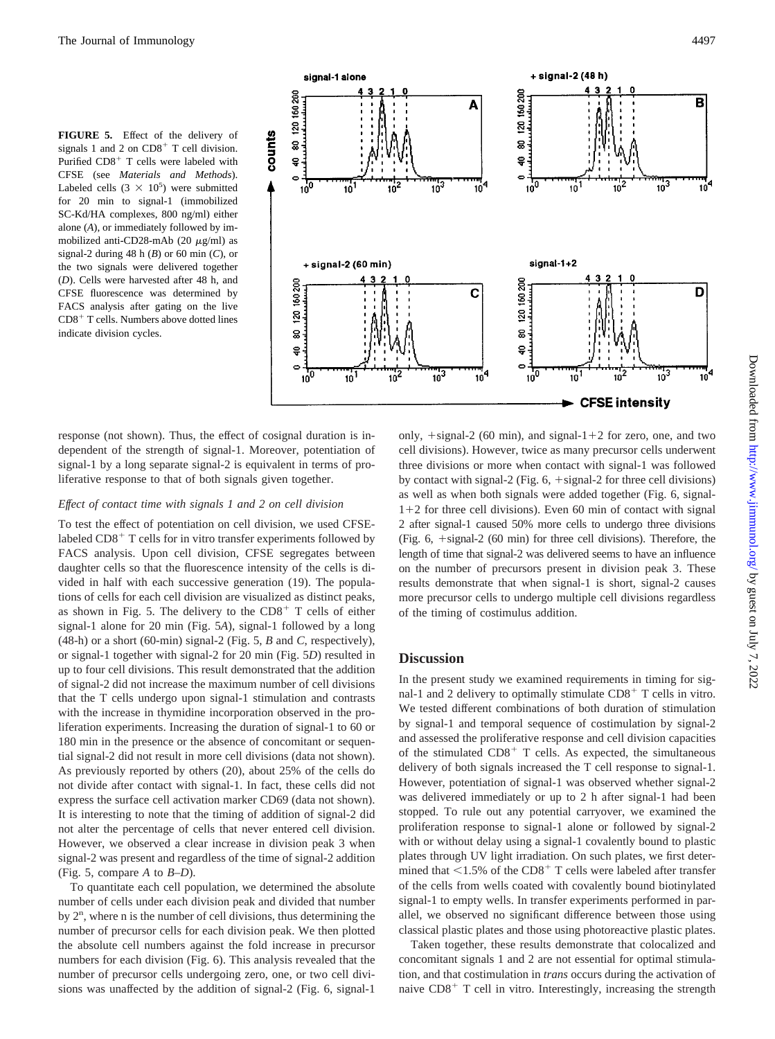**FIGURE 5.** Effect of the delivery of signals 1 and 2 on $CD8^+$ T cell division. Purified $CD8^+$ T cells were labeled with CFSE (see *Materials and Methods*). Labeled cells ($3 \times 10^5$) were submitted for 20 min to signal-1 (immobilized SC-Kd/HA complexes, 800 ng/ml) either alone (*A*), or immediately followed by immobilized anti-CD28-mAb (20 μg/ml) as signal-2 during 48 h (*B*) or 60 min (*C*), or the two signals were delivered together (*D*). Cells were harvested after 48 h, and CFSE fluorescence was determined by FACS analysis after gating on the live $CD8^+$ T cells. Numbers above dotted lines indicate division cycles.

response (not shown). Thus, the effect of cosignal duration is independent of the strength of signal-1. Moreover, potentiation of signal-1 by a long separate signal-2 is equivalent in terms of proliferative response to that of both signals given together.

### *Effect of contact time with signals 1 and 2 on cell division*

To test the effect of potentiation on cell division, we used CFSE-labeled $CD8^+$ T cells for in vitro transfer experiments followed by FACS analysis. Upon cell division, CFSE segregates between daughter cells so that the fluorescence intensity of the cells is divided in half with each successive generation (19). The populations of cells for each cell division are visualized as distinct peaks, as shown in Fig. 5. The delivery to the $CD8^+$ T cells of either signal-1 alone for 20 min (Fig. 5*A*), signal-1 followed by a long (48-h) or a short (60-min) signal-2 (Fig. 5, *B* and *C*, respectively), or signal-1 together with signal-2 for 20 min (Fig. 5*D*) resulted in up to four cell divisions. This result demonstrated that the addition of signal-2 did not increase the maximum number of cell divisions that the T cells undergo upon signal-1 stimulation and contrasts with the increase in thymidine incorporation observed in the proliferation experiments. Increasing the duration of signal-1 to 60 or 180 min in the presence or the absence of concomitant or sequential signal-2 did not result in more cell divisions (data not shown). As previously reported by others (20), about 25% of the cells do not divide after contact with signal-1. In fact, these cells did not express the surface cell activation marker CD69 (data not shown). It is interesting to note that the timing of addition of signal-2 did not alter the percentage of cells that never entered cell division. However, we observed a clear increase in division peak 3 when signal-2 was present and regardless of the time of signal-2 addition (Fig. 5, compare *A* to *B*–*D*).

To quantitate each cell population, we determined the absolute number of cells under each division peak and divided that number by $2^n$, where n is the number of cell divisions, thus determining the number of precursor cells for each division peak. We then plotted the absolute cell numbers against the fold increase in precursor numbers for each division (Fig. 6). This analysis revealed that the number of precursor cells undergoing zero, one, or two cell divisions was unaffected by the addition of signal-2 (Fig. 6, signal-1 only, +signal-2 (60 min), and signal-1+2 for zero, one, and two cell divisions). However, twice as many precursor cells underwent three divisions or more when contact with signal-1 was followed by contact with signal-2 (Fig. 6, +signal-2 for three cell divisions) as well as when both signals were added together (Fig. 6, signal-1+2 for three cell divisions). Even 60 min of contact with signal 2 after signal-1 caused 50% more cells to undergo three divisions (Fig. 6, +signal-2 (60 min) for three cell divisions). Therefore, the length of time that signal-2 was delivered seems to have an influence on the number of precursors present in division peak 3. These results demonstrate that when signal-1 is short, signal-2 causes more precursor cells to undergo multiple cell divisions regardless of the timing of costimulus addition.

## Discussion

In the present study we examined requirements in timing for signal-1 and 2 delivery to optimally stimulate $CD8^+$ T cells in vitro. We tested different combinations of both duration of stimulation by signal-1 and temporal sequence of costimulation by signal-2 and assessed the proliferative response and cell division capacities of the stimulated $CD8^+$ T cells. As expected, the simultaneous delivery of both signals increased the T cell response to signal-1. However, potentiation of signal-1 was observed whether signal-2 was delivered immediately or up to 2 h after signal-1 had been stopped. To rule out any potential carryover, we examined the proliferation response to signal-1 alone or followed by signal-2 with or without delay using a signal-1 covalently bound to plastic plates through UV light irradiation. On such plates, we first determined that <1.5% of the $CD8^+$ T cells were labeled after transfer of the cells from wells coated with covalently bound biotinylated signal-1 to empty wells. In transfer experiments performed in parallel, we observed no significant difference between those using classical plastic plates and those using photoreactive plastic plates.

Taken together, these results demonstrate that colocalized and concomitant signals 1 and 2 are not essential for optimal stimulation, and that costimulation in *trans* occurs during the activation of naive $CD8^+$ T cell in vitro. Interestingly, increasing the strength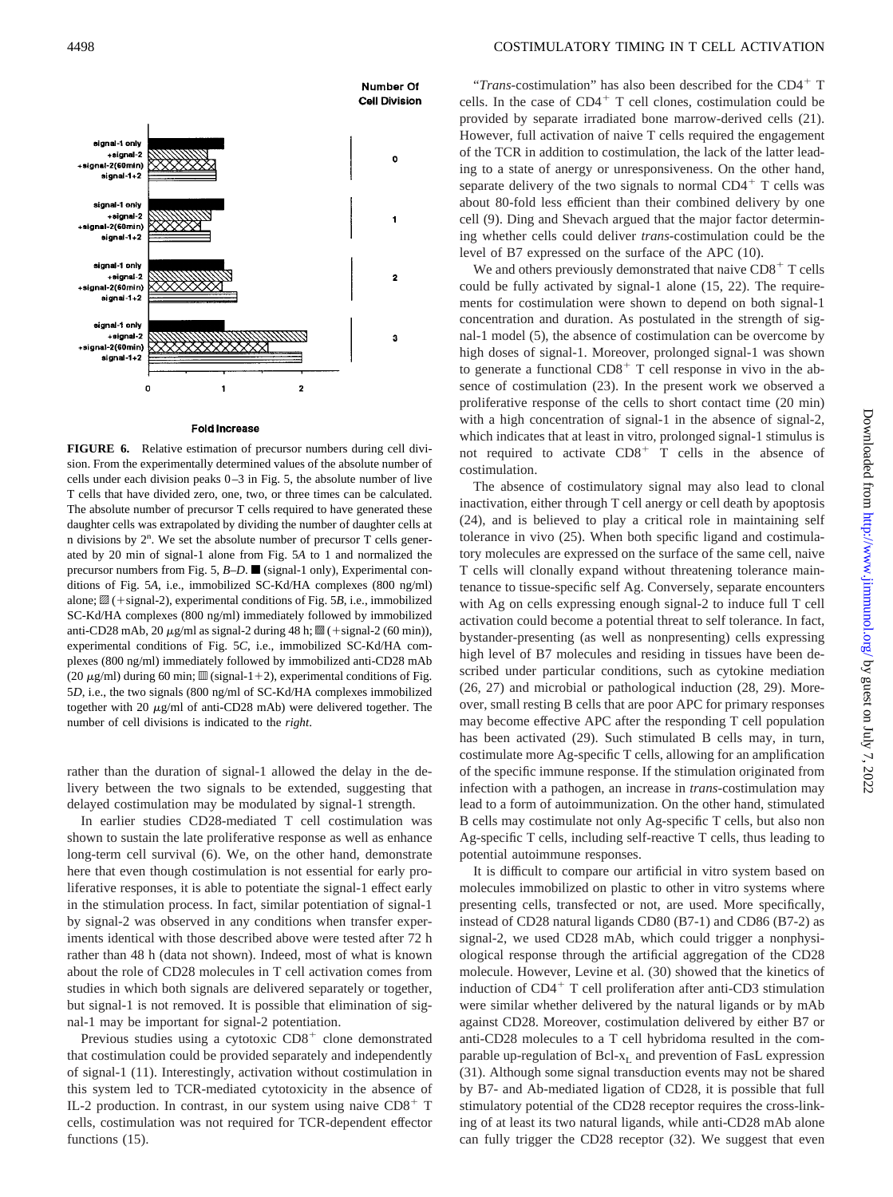**FIGURE 6.** Relative estimation of precursor numbers during cell division. From the experimentally determined values of the absolute number of cells under each division peaks 0–3 in Fig. 5, the absolute number of live T cells that have divided zero, one, two, or three times can be calculated. The absolute number of precursor T cells required to have generated these daughter cells was extrapolated by dividing the number of daughter cells at n divisions by $2^n$. We set the precursor number of T cells generated by 20 min of signal-1 alone from Fig. 5*A* to 1 and normalized the precursor numbers from Fig. 5, *B*–*D*. ■ (signal-1 only), Experimental conditions of Fig. 5*A*, i.e., immobilized SC-Kd/HA complexes (800 ng/ml) alone; ▨ (+signal-2), experimental conditions of Fig. 5*B*, i.e., immobilized SC-Kd/HA complexes (800 ng/ml) immediately followed by immobilized anti-CD28 mAb, 20 μg/ml as signal-2 during 48 h; ▩ (+signal-2 (60 min)), experimental conditions of Fig. 5*C*, i.e., immobilized SC-Kd/HA complexes (800 ng/ml) immediately followed by immobilized anti-CD28 mAb (20 μg/ml) during 60 min; ▥ (signal-1+2), experimental conditions of Fig. 5*D*, i.e., the two signals (800 ng/ml of SC-Kd/HA complexes immobilized together with 20 μg/ml of anti-CD28 mAb) were delivered together. The number of cell divisions is indicated to the *right*.

rather than the duration of signal-1 allowed the delay in the delivery between the two signals to be extended, suggesting that delayed costimulation may be modulated by signal-1 strength.

In earlier studies CD28-mediated T cell costimulation was shown to sustain the late proliferative response as well as enhance long-term cell survival (6). We, on the other hand, demonstrate here that even though costimulation is not essential for early proliferative responses, it is able to potentiate the signal-1 effect early in the stimulation process. In fact, similar potentiation of signal-1 by signal-2 was observed in any conditions when transfer experiments identical with those described above were tested after 72 h rather than 48 h (data not shown). Indeed, most of what is known about the role of CD28 molecules in T cell activation comes from studies in which both signals are delivered separately or together, but signal-1 is not removed. It is possible that elimination of signal-1 may be important for signal-2 potentiation.

Previous studies using a cytotoxic $CD8^+$ clone demonstrated that costimulation could be provided separately and independently of signal-1 (11). Interestingly, activation without costimulation in this system led to TCR-mediated cytotoxicity in the absence of IL-2 production. In contrast, in our system using naive $CD8^+$ T cells, costimulation was not required for TCR-dependent effector functions (15).

"*Trans*-costimulation" has also been described for the $CD4^+$ T cells. In the case of $CD4^+$ T cell clones, costimulation could be provided by separate irradiated bone marrow-derived cells (21). However, full activation of naive T cells required the engagement of the TCR in addition to costimulation, the lack of the latter leading to a state of anergy or unresponsiveness. On the other hand, separate delivery of the two signals to normal $CD4^+$ T cells was about 80-fold less efficient than their combined delivery by one cell (9). Ding and Shevach argued that the major factor determining whether cells could deliver *trans*-costimulation could be the level of B7 expressed on the surface of the APC (10).

We and others previously demonstrated that naive $CD8^+$ T cells could be fully activated by signal-1 alone (15, 22). The requirements for costimulation were shown to depend on both signal-1 concentration and duration. As postulated in the strength of signal-1 model (5), the absence of costimulation can be overcome by high doses of signal-1. Moreover, prolonged signal-1 was shown to generate a functional $CD8^+$ T cell response in vivo in the absence of costimulation (23). In the present work we observed a proliferative response of the cells to short contact time (20 min) with a high concentration of signal-1 in the absence of signal-2, which indicates that at least in vitro, prolonged signal-1 stimulus is not required to activate $CD8^+$ T cells in the absence of costimulation.

The absence of costimulatory signal may also lead to clonal inactivation, either through T cell anergy or cell death by apoptosis (24), and is believed to play a critical role in maintaining self tolerance in vivo (25). When both specific ligand and costimulatory molecules are expressed on the surface of the same cell, naive T cells will clonally expand without threatening tolerance maintenance to tissue-specific self Ag. Conversely, specific ligand encounters with Ag on cells expressing enough signal-2 to induce full T cell activation could become a potential threat to self tolerance. In fact, bystander-presenting (as well as nonpresenting) cells expressing high level of B7 molecules and residing in tissues have been described under particular conditions, such as cytokine mediation (26, 27) and microbial or pathological induction (28, 29). Moreover, small resting B cells that are poor APC for primary responses may become effective APC after the responding T cell population has been activated (29). Such stimulated B cells may, in turn, costimulate more Ag-specific T cells, allowing for an amplification of the specific immune response. If the stimulation originated from infection with a pathogen, an increase in *trans*-costimulation may lead to a form of autoimmunization. On the other hand, stimulated B cells may costimulate not only Ag-specific T cells, but also non Ag-specific T cells, including self-reactive T cells, thus leading to potential autoimmune responses.

It is difficult to compare our artificial in vitro system based on molecules immobilized on plastic to other in vitro systems where presenting cells, transfected or not, are used. More specifically, instead of CD28 natural ligands CD80 (B7-1) and CD86 (B7-2) as signal-2, we used CD28 mAb, which could trigger a nonphysiological response through the artificial aggregation of the CD28 molecule. However, Levine et al. (30) showed that the kinetics of induction of $CD4^+$ T cell proliferation after anti-CD3 stimulation were similar whether delivered by the natural ligands or by mAb against CD28. Moreover, costimulation delivered by either B7 or anti-CD28 molecules to a T cell hybridoma resulted in the comparable up-regulation of $Bcl\text{-}x_L$ and prevention of FasL expression (31). Although some signal transduction events may not be shared by B7- and Ab-mediated ligation of CD28, it is possible that full stimulatory potential of the CD28 receptor requires the cross-linking of at least its two natural ligands, while anti-CD28 mAb alone can fully trigger the CD28 receptor (32). We suggest that even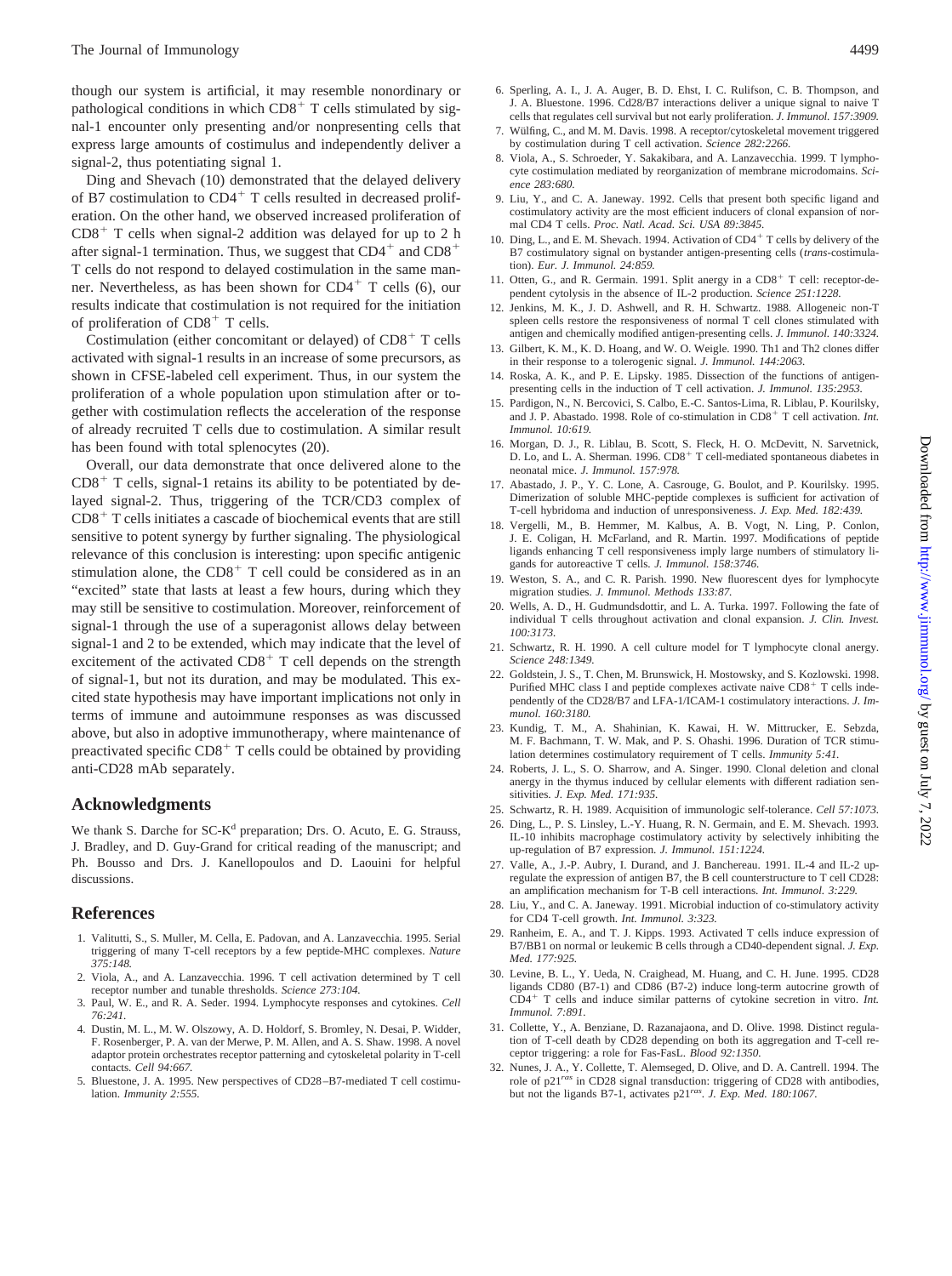though our system is artificial, it may resemble nonordinary or pathological conditions in which $CD8^+$ T cells stimulated by signal-1 encounter only presenting and/or nonpresenting cells that express large amounts of costimulus and independently deliver a signal-2, thus potentiating signal 1.

Ding and Shevach (10) demonstrated that the delayed delivery of B7 costimulation to $CD4^+$ T cells resulted in decreased proliferation. On the other hand, we observed increased proliferation of $CD8^+$ T cells when signal-2 addition was delayed for up to 2 h after signal-1 termination. Thus, we suggest that $CD4^+$ and $CD8^+$ T cells do not respond to delayed costimulation in the same manner. Nevertheless, as has been shown for $CD4^+$ T cells (6), our results indicate that costimulation is not required for the initiation of proliferation of $CD8^+$ T cells.

Costimulation (either concomitant or delayed) of $CD8^+$ T cells activated with signal-1 results in an increase of some precursors, as shown in CFSE-labeled cell experiment. Thus, in our system the proliferation of a whole population upon stimulation after or together with costimulation reflects the acceleration of the response of already recruited T cells due to costimulation. A similar result has been found with total splenocytes (20).

Overall, our data demonstrate that once delivered alone to the $CD8^+$ T cells, signal-1 retains its ability to be potentiated by delayed signal-2. Thus, triggering of the TCR/CD3 complex of $CD8^+$ T cells initiates a cascade of biochemical events that are still sensitive to potent synergy by further signaling. The physiological relevance of this conclusion is interesting: upon specific antigenic stimulation alone, the $CD8^+$ T cell could be considered as in an "excited" state that lasts at least a few hours, during which they may still be sensitive to costimulation. Moreover, reinforcement of signal-1 through the use of a superagonist allows delay between signal-1 and 2 to be extended, which may indicate that the level of excitement of the activated $CD8^+$ T cell depends on the strength of signal-1, but not its duration, and may be modulated. This excited state hypothesis may have important implications not only in terms of immune and autoimmune responses as was discussed above, but also in adoptive immunotherapy, where maintenance of preactivated specific $CD8^+$ T cells could be obtained by providing anti-CD28 mAb separately.

## Acknowledgments

We thank S. Darche for SC-K[d] preparation; Drs. O. Acuto, E. G. Strauss, J. Bradley, and D. Guy-Grand for critical reading of the manuscript; and Ph. Bousso and Drs. J. Kanellopoulos and D. Laouini for helpful discussions.

## References

1. Valitutti, S., S. Muller, M. Cella, E. Padovan, and A. Lanzavecchia. 1995. Serial triggering of many T-cell receptors by a few peptide-MHC complexes. *Nature 375:148.*
2. Viola, A., and A. Lanzavecchia. 1996. T cell activation determined by T cell receptor number and tunable thresholds. *Science 273:104.*
3. Paul, W. E., and R. A. Seder. 1994. Lymphocyte responses and cytokines. *Cell 76:241.*
4. Dustin, M. L., M. W. Olszowy, A. D. Holdorf, S. Bromley, N. Desai, P. Widder, F. Rosenberger, P. A. van der Merwe, P. M. Allen, and A. S. Shaw. 1998. A novel adaptor protein orchestrates receptor patterning and cytoskeletal polarity in T-cell contacts. *Cell 94:667.*
5. Bluestone, J. A. 1995. New perspectives of CD28–B7-mediated T cell costimulation. *Immunity 2:555.*
6. Sperling, A. I., J. A. Auger, B. D. Ehst, I. C. Rulifson, C. B. Thompson, and J. A. Bluestone. 1996. Cd28/B7 interactions deliver a unique signal to naive T cells that regulates cell survival but not early proliferation. *J. Immunol. 157:3909.*
7. Wülfing, C., and M. M. Davis. 1998. A receptor/cytoskeletal movement triggered by costimulation during T cell activation. *Science 282:2266.*
8. Viola, A., S. Schroeder, Y. Sakakibara, and A. Lanzavecchia. 1999. T lymphocyte costimulation mediated by reorganization of membrane microdomains. *Science 283:680.*
9. Liu, Y., and C. A. Janeway. 1992. Cells that present both specific ligand and costimulatory activity are the most efficient inducers of clonal expansion of normal CD4 T cells. *Proc. Natl. Acad. Sci. USA 89:3845.*
10. Ding, L., and E. M. Shevach. 1994. Activation of $CD4^+$ T cells by delivery of the B7 costimulatory signal on bystander antigen-presenting cells (*trans*-costimulation). *Eur. J. Immunol. 24:859.*
11. Otten, G., and R. Germain. 1991. Split anergy in a $CD8^+$ T cell: receptor-dependent cytolysis in the absence of IL-2 production. *Science 251:1228.*
12. Jenkins, M. K., J. D. Ashwell, and R. H. Schwartz. 1988. Allogeneic non-T spleen cells restore the responsiveness of normal T cell clones stimulated with antigen and chemically modified antigen-presenting cells. *J. Immunol. 140:3324.*
13. Gilbert, K. M., K. D. Hoang, and W. O. Weigle. 1990. Th1 and Th2 clones differ in their response to a tolerogenic signal. *J. Immunol. 144:2063.*
14. Roska, A. K., and P. E. Lipsky. 1985. Dissection of the functions of antigen-presenting cells in the induction of T cell activation. *J. Immunol. 135:2953.*
15. Pardigon, N., N. Bercovici, S. Calbo, E.-C. Santos-Lima, R. Liblau, P. Kourilsky, and J. P. Abastado. 1998. Role of co-stimulation in $CD8^+$ T cell activation. *Int. Immunol. 10:619.*
16. Morgan, D. J., R. Liblau, B. Scott, S. Fleck, H. O. McDevitt, N. Sarvetnick, D. Lo, and L. A. Sherman. 1996. $CD8^+$ T cell-mediated spontaneous diabetes in neonatal mice. *J. Immunol. 157:978.*
17. Abastado, J. P., Y. C. Lone, A. Casrouge, G. Boulot, and P. Kourilsky. 1995. Dimerization of soluble MHC-peptide complexes is sufficient for activation of T-cell hybridoma and induction of unresponsiveness. *J. Exp. Med. 182:439.*
18. Vergelli, M., B. Hemmer, M. Kalbus, A. B. Vogt, N. Ling, P. Conlon, J. E. Coligan, H. McFarland, and R. Martin. 1997. Modifications of peptide ligands enhancing T cell responsiveness imply large numbers of stimulatory ligands for autoreactive T cells. *J. Immunol. 158:3746.*
19. Weston, S. A., and C. R. Parish. 1990. New fluorescent dyes for lymphocyte migration studies. *J. Immunol. Methods 133:87.*
20. Wells, A. D., H. Gudmundsdottir, and L. A. Turka. 1997. Following the fate of individual T cells throughout activation and clonal expansion. *J. Clin. Invest. 100:3173.*
21. Schwartz, R. H. 1990. A cell culture model for T lymphocyte clonal anergy. *Science 248:1349.*
22. Goldstein, J. S., T. Chen, M. Brunswick, H. Mostowsky, and S. Kozlowski. 1998. Purified MHC class I and peptide complexes activate naive $CD8^+$ T cells independently of the CD28/B7 and LFA-1/ICAM-1 costimulatory interactions. *J. Immunol. 160:3180.*
23. Kundig, T. M., A. Shahinian, K. Kawai, H. W. Mittrucker, E. Sebzda, M. F. Bachmann, T. W. Mak, and P. S. Ohashi. 1996. Duration of TCR stimulation determines costimulatory requirement of T cells. *Immunity 5:41.*
24. Roberts, J. L., S. O. Sharrow, and A. Singer. 1990. Clonal deletion and clonal anergy in the thymus induced by cellular elements with different radiation sensitivities. *J. Exp. Med. 171:935.*
25. Schwartz, R. H. 1989. Acquisition of immunologic self-tolerance. *Cell 57:1073.*
26. Ding, L., P. S. Linsley, L.-Y. Huang, R. N. Germain, and E. M. Shevach. 1993. IL-10 inhibits macrophage costimulatory activity by selectively inhibiting the up-regulation of B7 expression. *J. Immunol. 151:1224.*
27. Valle, A., J.-P. Aubry, I. Durand, and J. Banchereau. 1991. IL-4 and IL-2 upregulate the expression of antigen B7, the B cell counterstructure to T cell CD28: an amplification mechanism for T-B cell interactions. *Int. Immunol. 3:229.*
28. Liu, Y., and C. A. Janeway. 1991. Microbial induction of co-stimulatory activity for CD4 T-cell growth. *Int. Immunol. 3:323.*
29. Ranheim, E. A., and T. J. Kipps. 1993. Activated T cells induce expression of B7/BB1 on normal or leukemic B cells through a CD40-dependent signal. *J. Exp. Med. 177:925.*
30. Levine, B. L., Y. Ueda, N. Craighead, M. Huang, and C. H. June. 1995. CD28 ligands CD80 (B7-1) and CD86 (B7-2) induce long-term autocrine growth of $CD4^+$ T cells and induce similar patterns of cytokine secretion in vitro. *Int. Immunol. 7:891.*
31. Collette, Y., A. Benziane, D. Razanajaona, and D. Olive. 1998. Distinct regulation of T-cell death by CD28 depending on both its aggregation and T-cell receptor triggering: a role for Fas-FasL. *Blood 92:1350.*
32. Nunes, J. A., Y. Collette, T. Alemseged, D. Olive, and D. A. Cantrell. 1994. The role of $p21^{ras}$ in CD28 signal transduction: triggering of CD28 with antibodies, but not the ligands B7-1, activates $p21^{ras}$. *J. Exp. Med. 180:1067.*